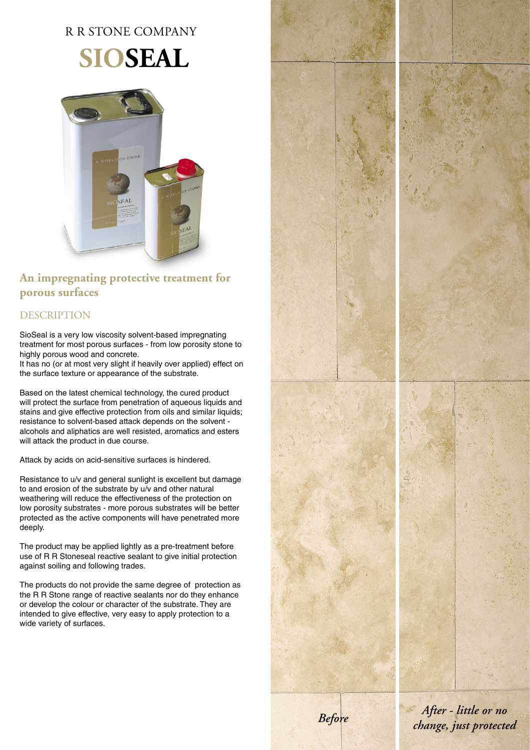R R STONE COMPANY

# SIOSEAL

## An impregnating protective treatment for porous surfaces

### DESCRIPTION

SioSeal is a very low viscosity solvent-based impregnating treatment for most porous surfaces - from low porosity stone to highly porous wood and concrete.
It has no (or at most very slight if heavily over applied) effect on the surface texture or appearance of the substrate.

Based on the latest chemical technology, the cured product will protect the surface from penetration of aqueous liquids and stains and give effective protection from oils and similar liquids; resistance to solvent-based attack depends on the solvent - alcohols and aliphatics are well resisted, aromatics and esters will attack the product in due course.

Attack by acids on acid-sensitive surfaces is hindered.

Resistance to u/v and general sunlight is excellent but damage to and erosion of the substrate by u/v and other natural weathering will reduce the effectiveness of the protection on low porosity substrates - more porous substrates will be better protected as the active components will have penetrated more deeply.

The product may be applied lightly as a pre-treatment before use of R R Stoneseal reactive sealant to give initial protection against soiling and following trades.

The products do not provide the same degree of protection as the R R Stone range of reactive sealants nor do they enhance or develop the colour or character of the substrate. They are intended to give effective, very easy to apply protection to a wide variety of surfaces.

*Before*

*After - little or no change, just protected*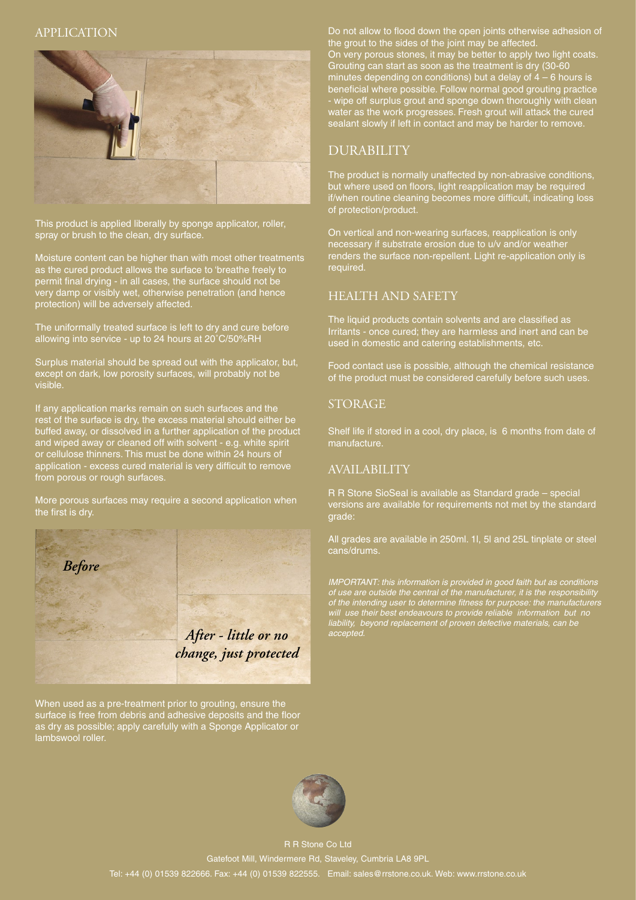## APPLICATION

This product is applied liberally by sponge applicator, roller, spray or brush to the clean, dry surface.

Moisture content can be higher than with most other treatments as the cured product allows the surface to 'breathe freely to permit final drying - in all cases, the surface should not be very damp or visibly wet, otherwise penetration (and hence protection) will be adversely affected.

The uniformally treated surface is left to dry and cure before allowing into service - up to 24 hours at 20˚C/50%RH

Surplus material should be spread out with the applicator, but, except on dark, low porosity surfaces, will probably not be visible.

If any application marks remain on such surfaces and the rest of the surface is dry, the excess material should either be buffed away, or dissolved in a further application of the product and wiped away or cleaned off with solvent - e.g. white spirit or cellulose thinners. This must be done within 24 hours of application - excess cured material is very difficult to remove from porous or rough surfaces.

More porous surfaces may require a second application when the first is dry.

*Before*

*After - little or no change, just protected*

When used as a pre-treatment prior to grouting, ensure the surface is free from debris and adhesive deposits and the floor as dry as possible; apply carefully with a Sponge Applicator or lambswool roller.

Do not allow to flood down the open joints otherwise adhesion of the grout to the sides of the joint may be affected.
On very porous stones, it may be better to apply two light coats. Grouting can start as soon as the treatment is dry (30-60 minutes depending on conditions) but a delay of 4 – 6 hours is beneficial where possible. Follow normal good grouting practice - wipe off surplus grout and sponge down thoroughly with clean water as the work progresses. Fresh grout will attack the cured sealant slowly if left in contact and may be harder to remove.

## DURABILITY

The product is normally unaffected by non-abrasive conditions, but where used on floors, light reapplication may be required if/when routine cleaning becomes more difficult, indicating loss of protection/product.

On vertical and non-wearing surfaces, reapplication is only necessary if substrate erosion due to u/v and/or weather renders the surface non-repellent. Light re-application only is required.

## HEALTH AND SAFETY

The liquid products contain solvents and are classified as Irritants - once cured; they are harmless and inert and can be used in domestic and catering establishments, etc.

Food contact use is possible, although the chemical resistance of the product must be considered carefully before such uses.

## STORAGE

Shelf life if stored in a cool, dry place, is 6 months from date of manufacture.

## AVAILABILITY

R R Stone SioSeal is available as Standard grade – special versions are available for requirements not met by the standard grade:

All grades are available in 250ml. 1l, 5l and 25L tinplate or steel cans/drums.

*IMPORTANT: this information is provided in good faith but as conditions of use are outside the central of the manufacturer, it is the responsibility of the intending user to determine fitness for purpose: the manufacturers will use their best endeavours to provide reliable information but no liability, beyond replacement of proven defective materials, can be accepted.*

R R Stone Co Ltd
Gatefoot Mill, Windermere Rd, Staveley, Cumbria LA8 9PL
Tel: +44 (0) 01539 822666. Fax: +44 (0) 01539 822555. Email: sales@rrstone.co.uk. Web: www.rrstone.co.uk